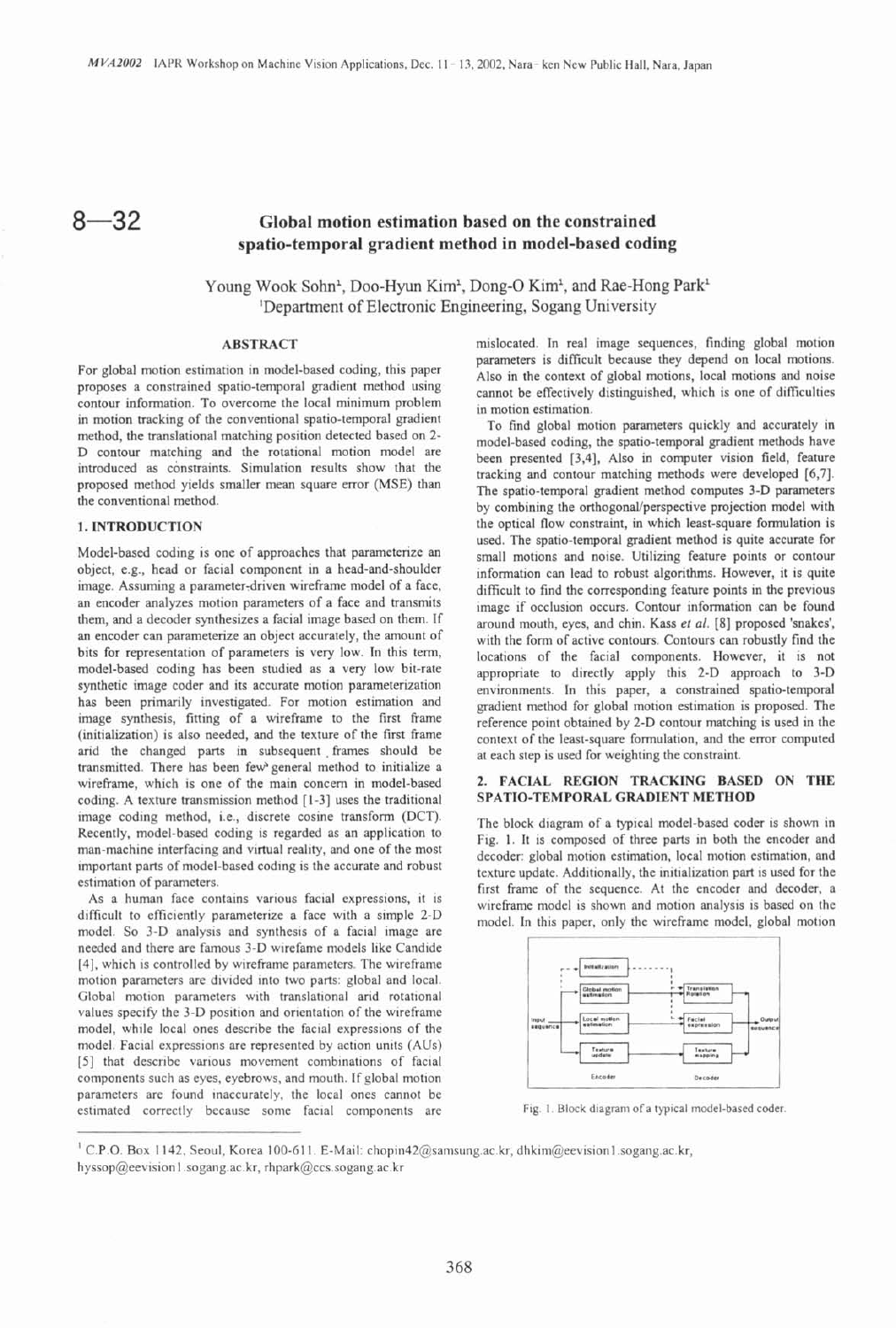8—32

# Global motion estimation based on the constrained spatio-temporal gradient method in model-based coding

Young Wook Sohn[1], Doo-Hyun Kim[1], Dong-O Kim[1], and Rae-Hong Park[1]

[1]Department of Electronic Engineering, Sogang University

## ABSTRACT

For global motion estimation in model-based coding, this paper proposes a constrained spatio-temporal gradient method using contour information. To overcome the local minimum problem in motion tracking of the conventional spatio-temporal gradient method, the translational matching position detected based on 2-D contour matching and the rotational motion model are introduced as constraints. Simulation results show that the proposed method yields smaller mean square error (MSE) than the conventional method.

## 1. INTRODUCTION

Model-based coding is one of approaches that parameterize an object, e.g., head or facial component in a head-and-shoulder image. Assuming a parameter-driven wireframe model of a face, an encoder analyzes motion parameters of a face and transmits them, and a decoder synthesizes a facial image based on them. If an encoder can parameterize an object accurately, the amount of bits for representation of parameters is very low. In this term, model-based coding has been studied as a very low bit-rate synthetic image coder and its accurate motion parameterization has been primarily investigated. For motion estimation and image synthesis, fitting of a wireframe to the first frame (initialization) is also needed, and the texture of the first frame and the changed parts in subsequent frames should be transmitted. There has been few general method to initialize a wireframe, which is one of the main concern in model-based coding. A texture transmission method [1-3] uses the traditional image coding method, i.e., discrete cosine transform (DCT). Recently, model-based coding is regarded as an application to man-machine interfacing and virtual reality, and one of the most important parts of model-based coding is the accurate and robust estimation of parameters.

As a human face contains various facial expressions, it is difficult to efficiently parameterize a face with a simple 2-D model. So 3-D analysis and synthesis of a facial image are needed and there are famous 3-D wireframe models like Candide [4], which is controlled by wireframe parameters. The wireframe motion parameters are divided into two parts: global and local. Global motion parameters with translational and rotational values specify the 3-D position and orientation of the wireframe model, while local ones describe the facial expressions of the model. Facial expressions are represented by action units (AUs) [5] that describe various movement combinations of facial components such as eyes, eyebrows, and mouth. If global motion parameters are found inaccurately, the local ones cannot be estimated correctly because some facial components are mislocated. In real image sequences, finding global motion parameters is difficult because they depend on local motions. Also in the context of global motions, local motions and noise cannot be effectively distinguished, which is one of difficulties in motion estimation.

To find global motion parameters quickly and accurately in model-based coding, the spatio-temporal gradient methods have been presented [3,4]. Also in computer vision field, feature tracking and contour matching methods were developed [6,7]. The spatio-temporal gradient method computes 3-D parameters by combining the orthogonal/perspective projection model with the optical flow constraint, in which least-square formulation is used. The spatio-temporal gradient method is quite accurate for small motions and noise. Utilizing feature points or contour information can lead to robust algorithms. However, it is quite difficult to find the corresponding feature points in the previous image if occlusion occurs. Contour information can be found around mouth, eyes, and chin. Kass *et al.* [8] proposed 'snakes', with the form of active contours. Contours can robustly find the locations of the facial components. However, it is not appropriate to directly apply this 2-D approach to 3-D environments. In this paper, a constrained spatio-temporal gradient method for global motion estimation is proposed. The reference point obtained by 2-D contour matching is used in the context of the least-square formulation, and the error computed at each step is used for weighting the constraint.

## 2. FACIAL REGION TRACKING BASED ON THE SPATIO-TEMPORAL GRADIENT METHOD

The block diagram of a typical model-based coder is shown in Fig. 1. It is composed of three parts in both the encoder and decoder: global motion estimation, local motion estimation, and texture update. Additionally, the initialization part is used for the first frame of the sequence. At the encoder and decoder, a wireframe model is shown and motion analysis is based on the model. In this paper, only the wireframe model, global motion

Initialization
Global motion estimation
Local motion estimation
Texture update
Input sequence
Translation Rotation
Facial expression
Texture mapping
Output sequence
Encoder
Decoder

Fig. 1. Block diagram of a typical model-based coder.

---

[1] C.P.O. Box 1142, Seoul, Korea 100-611. E-Mail: chopin42@samsung.ac.kr, dhkim@eevision1.sogang.ac.kr, hyssop@eevision1.sogang.ac.kr, rhpark@ccs.sogang.ac.kr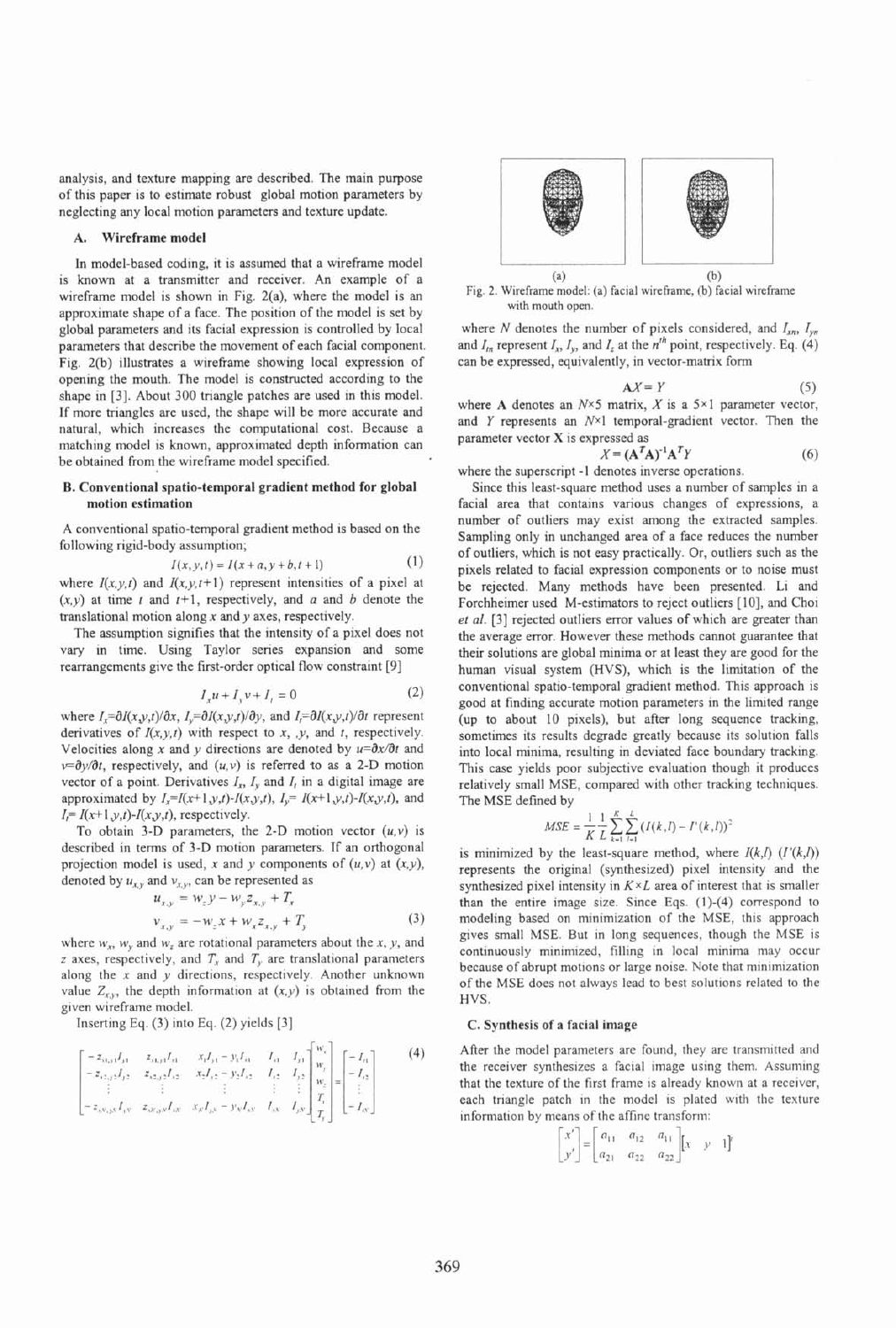analysis, and texture mapping are described. The main purpose of this paper is to estimate robust global motion parameters by neglecting any local motion parameters and texture update.

### A. Wireframe model

In model-based coding, it is assumed that a wireframe model is known at a transmitter and receiver. An example of a wireframe model is shown in Fig. 2(a), where the model is an approximate shape of a face. The position of the model is set by global parameters and its facial expression is controlled by local parameters that describe the movement of each facial component. Fig. 2(b) illustrates a wireframe showing local expression of opening the mouth. The model is constructed according to the shape in [3]. About 300 triangle patches are used in this model. If more triangles are used, the shape will be more accurate and natural, which increases the computational cost. Because a matching model is known, approximated depth information can be obtained from the wireframe model specified.

### B. Conventional spatio-temporal gradient method for global motion estimation

A conventional spatio-temporal gradient method is based on the following rigid-body assumption;

$$I(x,y,t) = I(x+a, y+b, t+1) \tag{1}$$

where $I(x,y,t)$ and $I(x,y,t+1)$ represent intensities of a pixel at $(x,y)$ at time $t$ and $t+1$, respectively, and $a$ and $b$ denote the translational motion along $x$ and $y$ axes, respectively.

The assumption signifies that the intensity of a pixel does not vary in time. Using Taylor series expansion and some rearrangements give the first-order optical flow constraint [9]

$$I_x u + I_y v + I_t = 0 \tag{2}$$

where $I_x=\partial I(x,y,t)/\partial x$, $I_y=\partial I(x,y,t)/\partial y$, and $I_t=\partial I(x,y,t)/\partial t$ represent derivatives of $I(x,y,t)$ with respect to $x$, $y$, and $t$, respectively. Velocities along $x$ and $y$ directions are denoted by $u=\partial x/\partial t$ and $v=\partial y/\partial t$, respectively, and $(u,v)$ is referred to as a 2-D motion vector of a point. Derivatives $I_x$, $I_y$ and $I_t$ in a digital image are approximated by $I_x=I(x+1,y,t)-I(x,y,t)$, $I_y=I(x+1,y,t)-I(x,y,t)$, and $I_t=I(x+1,y,t)-I(x,y,t)$, respectively.

To obtain 3-D parameters, the 2-D motion vector $(u,v)$ is described in terms of 3-D motion parameters. If an orthogonal projection model is used, $x$ and $y$ components of $(u,v)$ at $(x,y)$, denoted by $u_{x,y}$ and $v_{x,y}$, can be represented as

$$\begin{aligned} u_{x,y} &= w_z y - w_y z_{x,y} + T_x \\ v_{x,y} &= -w_z x + w_x z_{x,y} + T_y \end{aligned} \tag{3}$$

where $w_x$, $w_y$ and $w_z$ are rotational parameters about the $x$, $y$, and $z$ axes, respectively, and $T_x$ and $T_y$ are translational parameters along the $x$ and $y$ directions, respectively. Another unknown value $Z_{x,y}$, the depth information at $(x,y)$ is obtained from the given wireframe model.

Inserting Eq. (3) into Eq. (2) yields [3]

$$\begin{bmatrix} -z_{x_1,y_1}I_{y1} & z_{x_1,y_1}I_{x1} & x_1I_{y1}-y_1I_{x1} & I_{x1} & I_{y1} \\ -z_{x_2,y_2}I_{y2} & z_{x_2,y_2}I_{x2} & x_2I_{y2}-y_2I_{x2} & I_{x2} & I_{y2} \\ \vdots & \vdots & \vdots & \vdots & \vdots \\ -z_{x_N,y_N}I_{yN} & z_{x_N,y_N}I_{xN} & x_NI_{yN}-y_NI_{xN} & I_{xN} & I_{yN} \end{bmatrix} \begin{bmatrix} w_x \\ w_y \\ w_z \\ T_x \\ T_y \end{bmatrix} = \begin{bmatrix} -I_{t1} \\ -I_{t2} \\ \vdots \\ -I_{tN} \end{bmatrix} \tag{4}$$

(a) (b)

Fig. 2. Wireframe model: (a) facial wireframe, (b) facial wireframe with mouth open.

where $N$ denotes the number of pixels considered, and $I_{xn}$, $I_{yn}$ and $I_{tn}$ represent $I_x$, $I_y$, and $I_t$ at the $n^{th}$ point, respectively. Eq. (4) can be expressed, equivalently, in vector-matrix form

$$\mathbf{A}X = Y \tag{5}$$

where $\mathbf{A}$ denotes an $N\times5$ matrix, $X$ is a $5\times1$ parameter vector, and $Y$ represents an $N\times1$ temporal-gradient vector. Then the parameter vector $\mathbf{X}$ is expressed as

$$X = (\mathbf{A}^T\mathbf{A})^{-1}\mathbf{A}^T Y \tag{6}$$

where the superscript -1 denotes inverse operations.

Since this least-square method uses a number of samples in a facial area that contains various changes of expressions, a number of outliers may exist among the extracted samples. Sampling only in unchanged area of a face reduces the number of outliers, which is not easy practically. Or, outliers such as the pixels related to facial expression components or to noise must be rejected. Many methods have been presented. Li and Forchheimer used M-estimators to reject outliers [10], and Choi *et al.* [3] rejected outliers error values of which are greater than the average error. However these methods cannot guarantee that their solutions are global minima or at least they are good for the human visual system (HVS), which is the limitation of the conventional spatio-temporal gradient method. This approach is good at finding accurate motion parameters in the limited range (up to about 10 pixels), but after long sequence tracking, sometimes its results degrade greatly because its solution falls into local minima, resulting in deviated face boundary tracking. This case yields poor subjective evaluation though it produces relatively small MSE, compared with other tracking techniques. The MSE defined by

$$MSE = \frac{1}{K}\frac{1}{L}\sum_{k=1}^{K}\sum_{l=1}^{L}(I(k,l) - I'(k,l))^2$$

is minimized by the least-square method, where $I(k,l)$ ($I'(k,l)$) represents the original (synthesized) pixel intensity and the synthesized pixel intensity in $K\times L$ area of interest that is smaller than the entire image size. Since Eqs. (1)-(4) correspond to modeling based on minimization of the MSE, this approach gives small MSE. But in long sequences, though the MSE is continuously minimized, filling in local minima may occur because of abrupt motions or large noise. Note that minimization of the MSE does not always lead to best solutions related to the HVS.

### C. Synthesis of a facial image

After the model parameters are found, they are transmitted and the receiver synthesizes a facial image using them. Assuming that the texture of the first frame is already known at a receiver, each triangle patch in the model is plated with the texture information by means of the affine transform:

$$\begin{bmatrix} x' \\ y' \end{bmatrix} = \begin{bmatrix} a_{11} & a_{12} & a_{11} \\ a_{21} & a_{22} & a_{22} \end{bmatrix} \begin{bmatrix} x & y & 1 \end{bmatrix}^T$$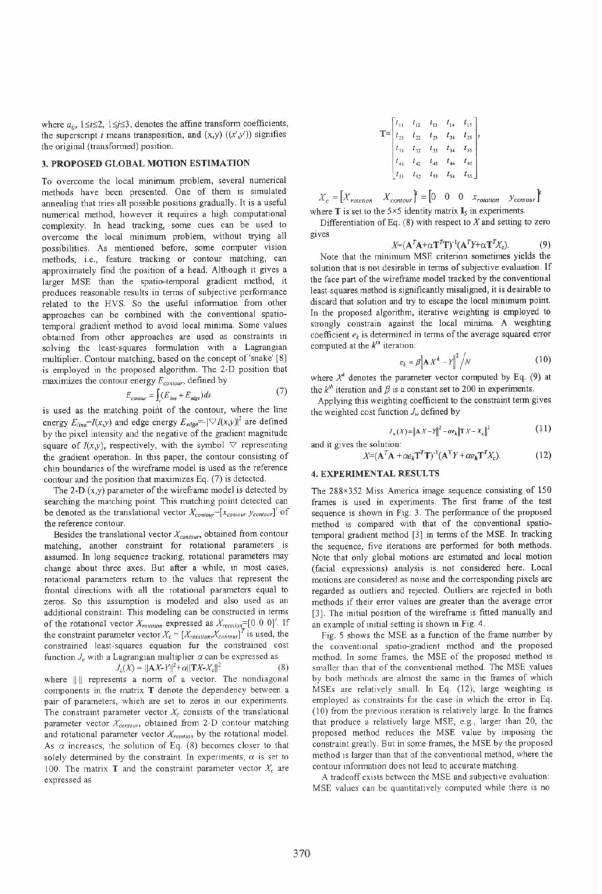where $a_{ij}$, $1 \le i \le 2$, $1 \le j \le 3$, denotes the affine transform coefficients, the superscript $t$ means transposition, and $(x,y)$ $((x',y'))$ signifies the original (transformed) position.

## 3. PROPOSED GLOBAL MOTION ESTIMATION

To overcome the local minimum problem, several numerical methods have been presented. One of them is simulated annealing that tries all possible positions gradually. It is a useful numerical method, however it requires a high computational complexity. In head tracking, some cues can be used to overcome the local minimum problem, without trying all possibilities. As mentioned before, some computer vision methods, i.e., feature tracking or contour matching, can approximately find the position of a head. Although it gives a larger MSE than the spatio-temporal gradient method, it produces reasonable results in terms of subjective performance related to the HVS. So the useful information from other approaches can be combined with the conventional spatio-temporal gradient method to avoid local minima. Some values obtained from other approaches are used as constraints in solving the least-squares formulation with a Lagrangian multiplier. Contour matching, based on the concept of 'snake' [8] is employed in the proposed algorithm. The 2-D position that maximizes the contour energy $E_{contour}$, defined by

$$E_{contour} = \int_c (E_{line} + E_{edge}) ds \tag{7}$$

is used as the matching point of the contour, where the line energy $E_{line}=I(x,y)$ and edge energy $E_{edge}=-|\nabla I(x,y)|^2$ are defined by the pixel intensity and the negative of the gradient magnitude square of $I(x,y)$, respectively, with the symbol $\nabla$ representing the gradient operation. In this paper, the contour consisting of chin boundaries of the wireframe model is used as the reference contour and the position that maximizes Eq. (7) is detected.

The 2-D $(x,y)$ parameter of the wireframe model is detected by searching the matching point. This matching point detected can be denoted as the translational vector $X_{contour}=[x_{contour}\ y_{contour}]^t$ of the reference contour.

Besides the translational vector $X_{contour}$, obtained from contour matching, another constraint for rotational parameters is assumed. In long sequence tracking, rotational parameters may change about three axes. But after a while, in most cases, rotational parameters return to the values that represent the frontal directions with all the rotational parameters equal to zeros. So this assumption is modeled and also used as an additional constraint. This modeling can be constructed in terms of the rotational vector $X_{rotation}$ expressed as $X_{rotation}=[0\ 0\ 0]^t$. If the constraint parameter vector $X_c = [X_{rotation}, X_{contour}]^T$ is used, the constrained least-squares equation fur the constrained cost function $J_c$ with a Lagrangian multiplier $\alpha$ can be expressed as

$$J_c(X) = \|\mathbf{A}X-Y\|^2+\alpha\|\mathbf{T}X-X_c\|^2 \tag{8}$$

where $\|\cdot\|$ represents a norm of a vector. The nondiagonal components in the matrix $\mathbf{T}$ denote the dependency between a pair of parameters, which are set to zeros in our experiments. The constraint parameter vector $X_c$ consists of the translational parameter vector $X_{contour}$, obtained from 2-D contour matching and rotational parameter vector $X_{rotation}$ by the rotational model. As $\alpha$ increases, the solution of Eq. (8) becomes closer to that solely determined by the constraint. In experiments, $\alpha$ is set to 100. The matrix $\mathbf{T}$ and the constraint parameter vector $X_c$ are expressed as

$$\mathbf{T}=\begin{bmatrix} t_{11} & t_{12} & t_{13} & t_{14} & t_{15} \\ t_{21} & t_{22} & t_{23} & t_{24} & t_{25} \\ t_{31} & t_{32} & t_{33} & t_{34} & t_{35} \\ t_{41} & t_{42} & t_{43} & t_{44} & t_{45} \\ t_{51} & t_{52} & t_{53} & t_{54} & t_{55} \end{bmatrix},$$

$$X_c = [X_{rotation}\ \ X_{contour}]^T = [0\ \ 0\ \ 0\ \ x_{rotation}\ \ y_{contour}]^T$$

where $\mathbf{T}$ is set to the 5×5 identity matrix $\mathbf{I}_5$ in experiments.

Differentiation of Eq. (8) with respect to $X$ and setting to zero gives

$$X=(\mathbf{A}^T\mathbf{A}+\alpha\mathbf{T}^T\mathbf{T})^{-1}(\mathbf{A}^TY+\alpha\mathbf{T}^TX_c). \tag{9}$$

Note that the minimum MSE criterion sometimes yields the solution that is not desirable in terms of subjective evaluation. If the face part of the wireframe model tracked by the conventional least-squares method is significantly misaligned, it is dearable to discard that solution and try to escape the local minimum point. In the proposed algorithm, iterative weighting is employed to strongly constrain against the local minima. A weighting coefficient $e_k$ is determined in terms of the average squared error computed at the $k^{th}$ iteration:

$$e_k = \beta\left\|\mathbf{A}X^k - Y\right\|^2 \Big/ N \tag{10}$$

where $X^k$ denotes the parameter vector computed by Eq. (9) at the $k^{th}$ iteration and $\beta$ is a constant set to 200 in experiments.

Applying this weighting coefficient to the constraint term gives the weighted cost function $J_w$ defined by

$$J_w(X)=\|\mathbf{A}X-Y\|^2-\alpha e_k\|\mathbf{T}X-X_c\|^2 \tag{11}$$

and it gives the solution:

$$X=(\mathbf{A}^T\mathbf{A}+\alpha e_k\mathbf{T}^T\mathbf{T})^{-1}(\mathbf{A}^TY+\alpha e_k\mathbf{T}^TX_c). \tag{12}$$

## 4. EXPERIMENTAL RESULTS

The 288×352 Miss America image sequence consisting of 150 frames is used in experiments. The first frame of the test sequence is shown in Fig. 3. The performance of the proposed method is compared with that of the conventional spatio-temporal gradient method [3] in terms of the MSE. In tracking the sequence, five iterations are performed for both methods. Note that only global motions are estimated and local motion (facial expressions) analysis is not considered here. Local motions are considered as noise and the corresponding pixels are regarded as outliers and rejected. Outliers are rejected in both methods if their error values are greater than the average error [3]. The initial position of the wireframe is fitted manually and an example of initial setting is shown in Fig. 4.

Fig. 5 shows the MSE as a function of the frame number by the conventional spatio-gradient method and the proposed method. In some frames, the MSE of the proposed method is smaller than that of the conventional method. The MSE values by both methods are almost the same in the frames of which MSEs are relatively small. In Eq. (12), large weighting is employed as constraints for the case in which the error in Eq. (10) from the previous iteration is relatively large. In the frames that produce a relatively large MSE, e.g., larger than 20, the proposed method reduces the MSE value by imposing the constraint greatly. But in some frames, the MSE by the proposed method is larger than that of the conventional method, where the contour information does not lead to accurate matching.

A tradeoff exists between the MSE and subjective evaluation: MSE values can be quantitatively computed while there is no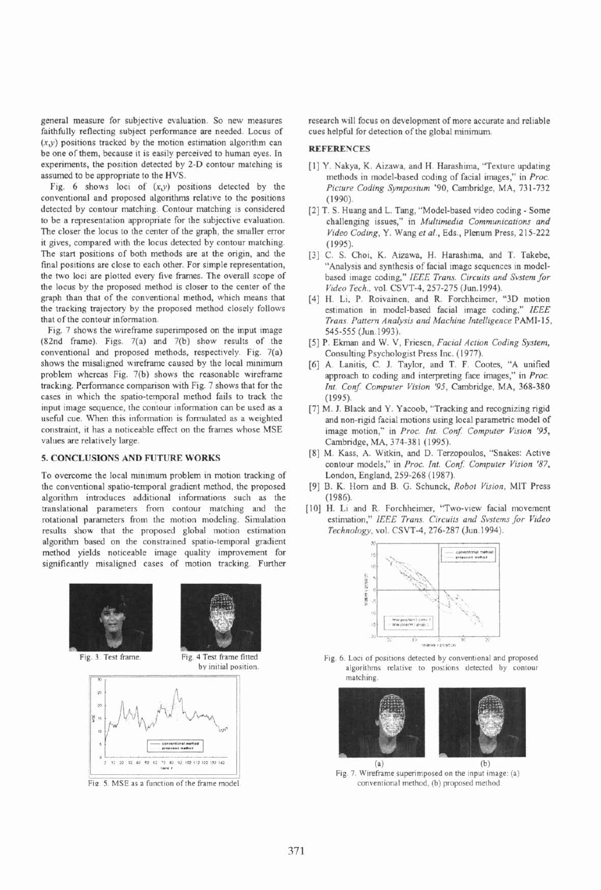general measure for subjective evaluation. So new measures faithfully reflecting subject performance are needed. Locus of $(x,y)$ positions tracked by the motion estimation algorithm can be one of them, because it is easily perceived to human eyes. In experiments, the position detected by 2-D contour matching is assumed to be appropriate to the HVS.

Fig. 6 shows loci of $(x,y)$ positions detected by the conventional and proposed algorithms relative to the positions detected by contour matching. Contour matching is considered to be a representation appropriate for the subjective evaluation. The closer the locus to the center of the graph, the smaller error it gives, compared with the locus detected by contour matching. The start positions of both methods are at the origin, and the final positions are close to each other. For simple representation, the two loci are plotted every five frames. The overall scope of the locus by the proposed method is closer to the center of the graph than that of the conventional method, which means that the tracking trajectory by the proposed method closely follows that of the contour information.

Fig. 7 shows the wireframe superimposed on the input image (82nd frame). Figs. 7(a) and 7(b) show results of the conventional and proposed methods, respectively. Fig. 7(a) shows the misaligned wireframe caused by the local minimum problem whereas Fig. 7(b) shows the reasonable wireframe tracking. Performance comparison with Fig. 7 shows that for the cases in which the spatio-temporal method fails to track the input image sequence, the contour information can be used as a useful cue. When this information is formulated as a weighted constraint, it has a noticeable effect on the frames whose MSE values are relatively large.

## 5. CONCLUSIONS AND FUTURE WORKS

To overcome the local minimum problem in motion tracking of the conventional spatio-temporal gradient method, the proposed algorithm introduces additional informations such as the translational parameters from contour matching and the rotational parameters from the motion modeling. Simulation results show that the proposed global motion estimation algorithm based on the constrained spatio-temporal gradient method yields noticeable image quality improvement for significantly misaligned cases of motion tracking. Further research will focus on development of more accurate and reliable cues helpful for detection of the global minimum.

Fig. 3. Test frame.

Fig. 4 Test frame fitted by initial position.

conventional method
proposed method

Fig. 5. MSE as a function of the frame model.

## REFERENCES

[1] Y. Nakya, K. Aizawa, and H. Harashima, "Texture updating methods in model-based coding of facial images," in *Proc. Picture Coding Symposium '90*, Cambridge, MA, 731-732 (1990).

[2] T. S. Huang and L. Tang, "Model-based video coding - Some challenging issues," in *Multimedia Communications and Video Coding*, Y. Wang *et al.*, Eds., Plenum Press, 215-222 (1995).

[3] C. S. Choi, K. Aizawa, H. Harashima, and T. Takebe, "Analysis and synthesis of facial image sequences in model-based image coding," *IEEE Trans. Circuits and System for Video Tech.*, vol. CSVT-4, 257-275 (Jun.1994).

[4] H. Li, P. Roivainen, and R. Forchheimer, "3D motion estimation in model-based facial image coding," *IEEE Trans. Pattern Analysis and Machine Intelligence* PAMI-15, 545-555 (Jun.1993).

[5] P. Ekman and W. V, Friesen, *Facial Action Coding System*, Consulting Psychologist Press Inc. (1977).

[6] A. Lanitis, C. J. Taylor, and T. F. Cootes, "A unified approach to coding and interpreting face images," in *Proc. Int. Conf. Computer Vision '95*, Cambridge, MA, 368-380 (1995).

[7] M. J. Black and Y. Yacoob, "Tracking and recognizing rigid and non-rigid facial motions using local parametric model of image motion," in *Proc. Int. Conf. Computer Vision '95*, Cambridge, MA, 374-381 (1995).

[8] M. Kass, A. Witkin, and D. Terzopoulos, "Snakes: Active contour models," in *Proc. Int. Conf. Computer Vision '87*, London, England, 259-268 (1987).

[9] B. K. Horn and B. G. Schunck, *Robot Vision*, MIT Press (1986).

[10] H. Li and R. Forchheimer, "Two-view facial movement estimation," *IEEE Trans. Circuits and Systems for Video Technology*, vol. CSVT-4, 276-287 (Jun.1994).

conventional method
proposed method

Fig. 6. Loci of positions detected by conventional and proposed algorithms relative to postions detected by contour matching.

(a)

(b)

Fig. 7. Wireframe superimposed on the input image: (a) conventional method, (b) proposed method